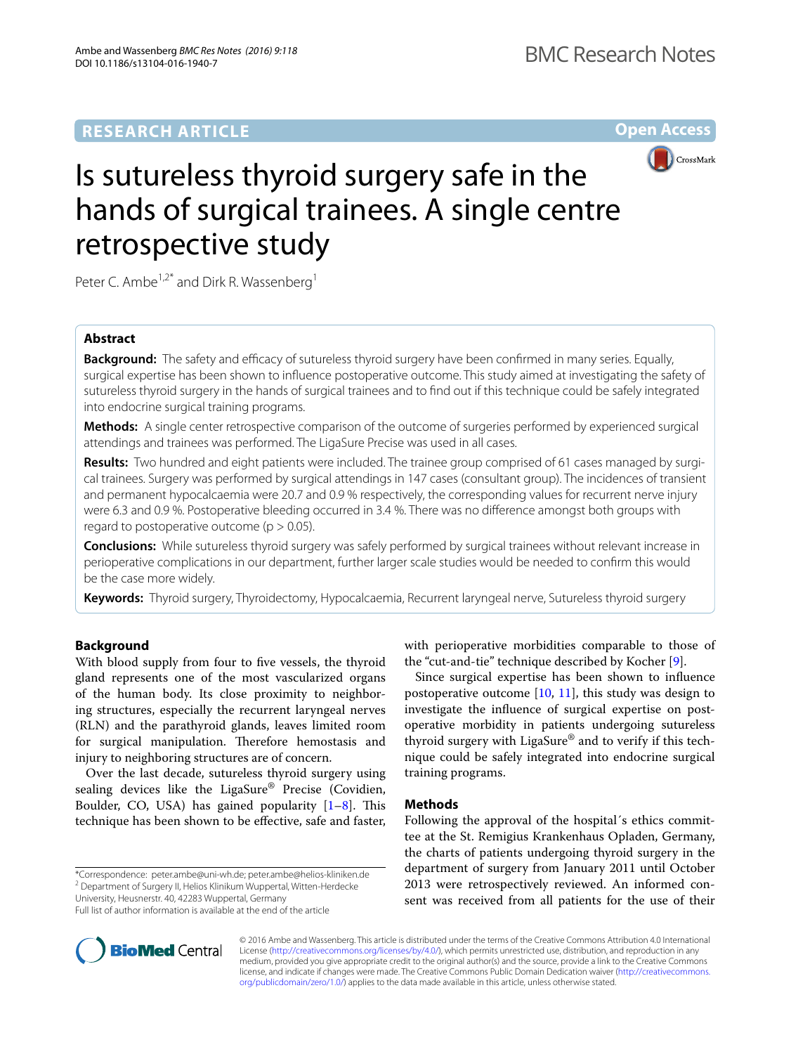RESEARCH ARTICLE

Open Access

# Is sutureless thyroid surgery safe in the hands of surgical trainees. A single centre retrospective study

Peter C. Ambe[1,2*] and Dirk R. Wassenberg[1]

## Abstract

**Background:** The safety and efficacy of sutureless thyroid surgery have been confirmed in many series. Equally, surgical expertise has been shown to influence postoperative outcome. This study aimed at investigating the safety of sutureless thyroid surgery in the hands of surgical trainees and to find out if this technique could be safely integrated into endocrine surgical training programs.

**Methods:** A single center retrospective comparison of the outcome of surgeries performed by experienced surgical attendings and trainees was performed. The LigaSure Precise was used in all cases.

**Results:** Two hundred and eight patients were included. The trainee group comprised of 61 cases managed by surgical trainees. Surgery was performed by surgical attendings in 147 cases (consultant group). The incidences of transient and permanent hypocalcaemia were 20.7 and 0.9 % respectively, the corresponding values for recurrent nerve injury were 6.3 and 0.9 %. Postoperative bleeding occurred in 3.4 %. There was no difference amongst both groups with regard to postoperative outcome ($p > 0.05$).

**Conclusions:** While sutureless thyroid surgery was safely performed by surgical trainees without relevant increase in perioperative complications in our department, further larger scale studies would be needed to confirm this would be the case more widely.

**Keywords:** Thyroid surgery, Thyroidectomy, Hypocalcaemia, Recurrent laryngeal nerve, Sutureless thyroid surgery

## Background

With blood supply from four to five vessels, the thyroid gland represents one of the most vascularized organs of the human body. Its close proximity to neighboring structures, especially the recurrent laryngeal nerves (RLN) and the parathyroid glands, leaves limited room for surgical manipulation. Therefore hemostasis and injury to neighboring structures are of concern.

Over the last decade, sutureless thyroid surgery using sealing devices like the LigaSure® Precise (Covidien, Boulder, CO, USA) has gained popularity [1–8]. This technique has been shown to be effective, safe and faster, with perioperative morbidities comparable to those of the "cut-and-tie" technique described by Kocher [9].

Since surgical expertise has been shown to influence postoperative outcome [10, 11], this study was design to investigate the influence of surgical expertise on postoperative morbidity in patients undergoing sutureless thyroid surgery with LigaSure® and to verify if this technique could be safely integrated into endocrine surgical training programs.

## Methods

Following the approval of the hospital´s ethics committee at the St. Remigius Krankenhaus Opladen, Germany, the charts of patients undergoing thyroid surgery in the department of surgery from January 2011 until October 2013 were retrospectively reviewed. An informed consent was received from all patients for the use of their

*Correspondence: peter.ambe@uni-wh.de; peter.ambe@helios-kliniken.de
[2] Department of Surgery II, Helios Klinikum Wuppertal, Witten-Herdecke University, Heusnerstr. 40, 42283 Wuppertal, Germany
Full list of author information is available at the end of the article

© 2016 Ambe and Wassenberg. This article is distributed under the terms of the Creative Commons Attribution 4.0 International License (http://creativecommons.org/licenses/by/4.0/), which permits unrestricted use, distribution, and reproduction in any medium, provided you give appropriate credit to the original author(s) and the source, provide a link to the Creative Commons license, and indicate if changes were made. The Creative Commons Public Domain Dedication waiver (http://creativecommons.org/publicdomain/zero/1.0/) applies to the data made available in this article, unless otherwise stated.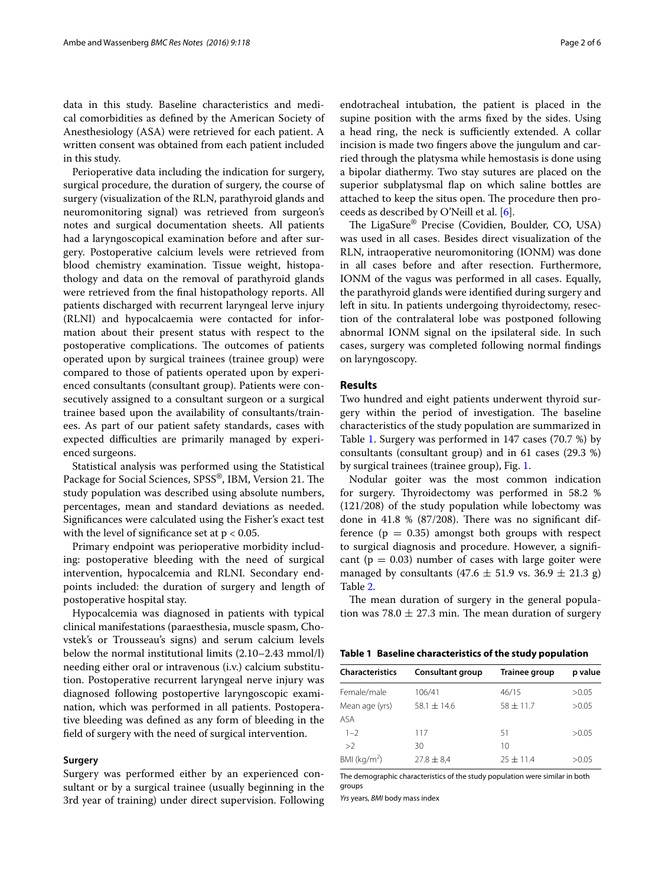data in this study. Baseline characteristics and medical comorbidities as defined by the American Society of Anesthesiology (ASA) were retrieved for each patient. A written consent was obtained from each patient included in this study.

Perioperative data including the indication for surgery, surgical procedure, the duration of surgery, the course of surgery (visualization of the RLN, parathyroid glands and neuromonitoring signal) was retrieved from surgeon's notes and surgical documentation sheets. All patients had a laryngoscopical examination before and after surgery. Postoperative calcium levels were retrieved from blood chemistry examination. Tissue weight, histopathology and data on the removal of parathyroid glands were retrieved from the final histopathology reports. All patients discharged with recurrent laryngeal lerve injury (RLNI) and hypocalcaemia were contacted for information about their present status with respect to the postoperative complications. The outcomes of patients operated upon by surgical trainees (trainee group) were compared to those of patients operated upon by experienced consultants (consultant group). Patients were consecutively assigned to a consultant surgeon or a surgical trainee based upon the availability of consultants/trainees. As part of our patient safety standards, cases with expected difficulties are primarily managed by experienced surgeons.

Statistical analysis was performed using the Statistical Package for Social Sciences, SPSS®, IBM, Version 21. The study population was described using absolute numbers, percentages, mean and standard deviations as needed. Significances were calculated using the Fisher's exact test with the level of significance set at $p < 0.05$.

Primary endpoint was perioperative morbidity including: postoperative bleeding with the need of surgical intervention, hypocalcemia and RLNI. Secondary endpoints included: the duration of surgery and length of postoperative hospital stay.

Hypocalcemia was diagnosed in patients with typical clinical manifestations (paraesthesia, muscle spasm, Chovstek's or Trousseau's signs) and serum calcium levels below the normal institutional limits (2.10–2.43 mmol/l) needing either oral or intravenous (i.v.) calcium substitution. Postoperative recurrent laryngeal nerve injury was diagnosed following postopertive laryngoscopic examination, which was performed in all patients. Postoperative bleeding was defined as any form of bleeding in the field of surgery with the need of surgical intervention.

### Surgery

Surgery was performed either by an experienced consultant or by a surgical trainee (usually beginning in the 3rd year of training) under direct supervision. Following endotracheal intubation, the patient is placed in the supine position with the arms fixed by the sides. Using a head ring, the neck is sufficiently extended. A collar incision is made two fingers above the jungulum and carried through the platysma while hemostasis is done using a bipolar diathermy. Two stay sutures are placed on the superior subplatysmal flap on which saline bottles are attached to keep the situs open. The procedure then proceeds as described by O'Neill et al. [6].

The LigaSure® Precise (Covidien, Boulder, CO, USA) was used in all cases. Besides direct visualization of the RLN, intraoperative neuromonitoring (IONM) was done in all cases before and after resection. Furthermore, IONM of the vagus was performed in all cases. Equally, the parathyroid glands were identified during surgery and left in situ. In patients undergoing thyroidectomy, resection of the contralateral lobe was postponed following abnormal IONM signal on the ipsilateral side. In such cases, surgery was completed following normal findings on laryngoscopy.

## Results

Two hundred and eight patients underwent thyroid surgery within the period of investigation. The baseline characteristics of the study population are summarized in Table 1. Surgery was performed in 147 cases (70.7 %) by consultants (consultant group) and in 61 cases (29.3 %) by surgical trainees (trainee group), Fig. 1.

Nodular goiter was the most common indication for surgery. Thyroidectomy was performed in 58.2 % (121/208) of the study population while lobectomy was done in 41.8 % (87/208). There was no significant difference ($p = 0.35$) amongst both groups with respect to surgical diagnosis and procedure. However, a significant ($p = 0.03$) number of cases with large goiter were managed by consultants (47.6 ± 51.9 vs. 36.9 ± 21.3 g) Table 2.

The mean duration of surgery in the general population was 78.0 ± 27.3 min. The mean duration of surgery

**Table 1 Baseline characteristics of the study population**

| Characteristics | Consultant group | Trainee group | p value |
|---|---|---|---|
| Female/male | 106/41 | 46/15 | >0.05 |
| Mean age (yrs) | 58.1 ± 14.6 | 58 ± 11.7 | >0.05 |
| ASA | | | |
| 1–2 | 117 | 51 | >0.05 |
| >2 | 30 | 10 | |
| BMI (kg/m$^2$) | 27.8 ± 8,4 | 25 ± 11.4 | >0.05 |

The demographic characteristics of the study population were similar in both groups

*Yrs* years, *BMI* body mass index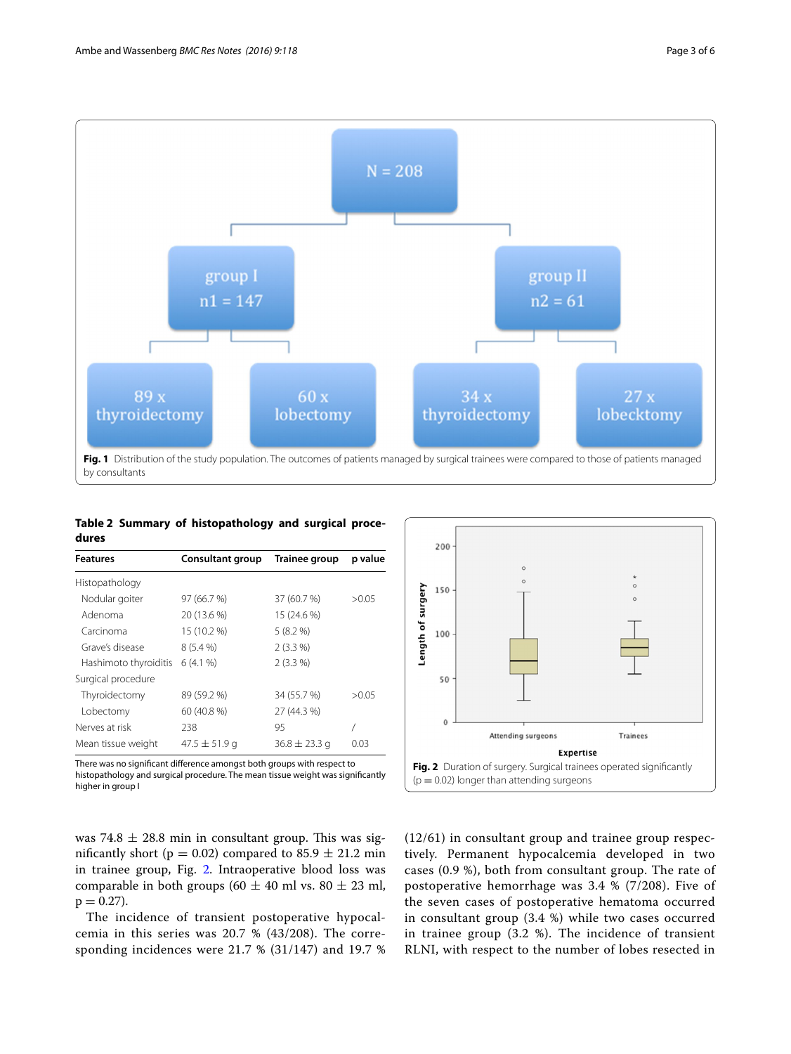Fig. 1 Distribution of the study population. The outcomes of patients managed by surgical trainees were compared to those of patients managed by consultants

**Table 2 Summary of histopathology and surgical procedures**

| Features | Consultant group | Trainee group | p value |
|---|---|---|---|
| Histopathology | | | |
| Nodular goiter | 97 (66.7 %) | 37 (60.7 %) | >0.05 |
| Adenoma | 20 (13.6 %) | 15 (24.6 %) | |
| Carcinoma | 15 (10.2 %) | 5 (8.2 %) | |
| Grave's disease | 8 (5.4 %) | 2 (3.3 %) | |
| Hashimoto thyroiditis | 6 (4.1 %) | 2 (3.3 %) | |
| Surgical procedure | | | |
| Thyroidectomy | 89 (59.2 %) | 34 (55.7 %) | >0.05 |
| Lobectomy | 60 (40.8 %) | 27 (44.3 %) | |
| Nerves at risk | 238 | 95 | / |
| Mean tissue weight | 47.5 ± 51.9 g | 36.8 ± 23.3 g | 0.03 |

There was no significant difference amongst both groups with respect to histopathology and surgical procedure. The mean tissue weight was significantly higher in group I

Fig. 2 Duration of surgery. Surgical trainees operated significantly ($p = 0.02$) longer than attending surgeons

was 74.8 ± 28.8 min in consultant group. This was significantly short ($p = 0.02$) compared to 85.9 ± 21.2 min in trainee group, Fig. 2. Intraoperative blood loss was comparable in both groups (60 ± 40 ml vs. 80 ± 23 ml, $p = 0.27$).

The incidence of transient postoperative hypocalcemia in this series was 20.7 % (43/208). The corresponding incidences were 21.7 % (31/147) and 19.7 % (12/61) in consultant group and trainee group respectively. Permanent hypocalcemia developed in two cases (0.9 %), both from consultant group. The rate of postoperative hemorrhage was 3.4 % (7/208). Five of the seven cases of postoperative hematoma occurred in consultant group (3.4 %) while two cases occurred in trainee group (3.2 %). The incidence of transient RLNI, with respect to the number of lobes resected in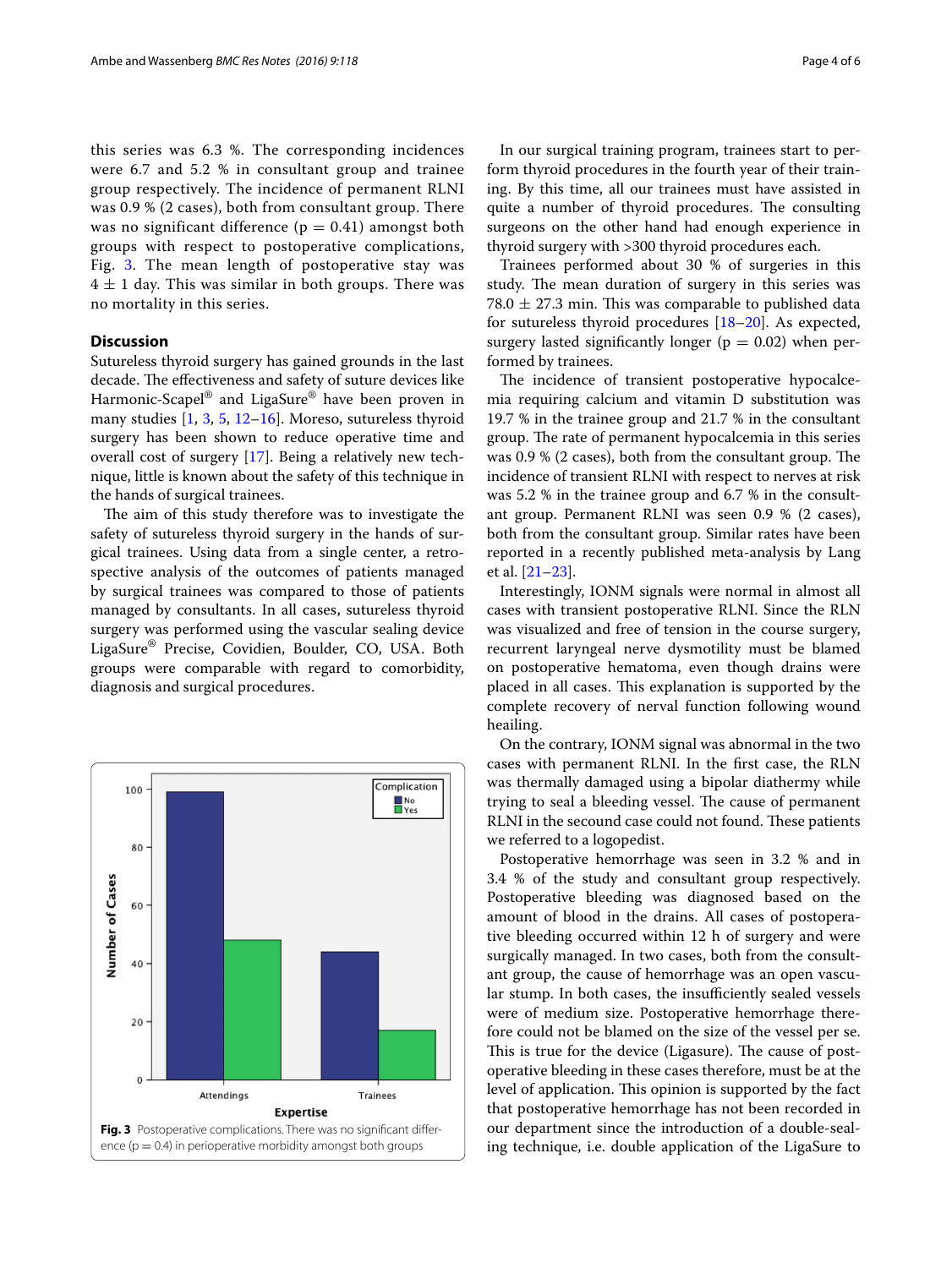this series was 6.3 %. The corresponding incidences were 6.7 and 5.2 % in consultant group and trainee group respectively. The incidence of permanent RLNI was 0.9 % (2 cases), both from consultant group. There was no significant difference ($p = 0.41$) amongst both groups with respect to postoperative complications, Fig. 3. The mean length of postoperative stay was $4 \pm 1$ day. This was similar in both groups. There was no mortality in this series.

## Discussion

Sutureless thyroid surgery has gained grounds in the last decade. The effectiveness and safety of suture devices like Harmonic-Scapel® and LigaSure® have been proven in many studies [1, 3, 5, 12–16]. Moreso, sutureless thyroid surgery has been shown to reduce operative time and overall cost of surgery [17]. Being a relatively new technique, little is known about the safety of this technique in the hands of surgical trainees.

The aim of this study therefore was to investigate the safety of sutureless thyroid surgery in the hands of surgical trainees. Using data from a single center, a retrospective analysis of the outcomes of patients managed by surgical trainees was compared to those of patients managed by consultants. In all cases, sutureless thyroid surgery was performed using the vascular sealing device LigaSure® Precise, Covidien, Boulder, CO, USA. Both groups were comparable with regard to comorbidity, diagnosis and surgical procedures.

**Fig. 3** Postoperative complications. There was no significant difference ($p = 0.4$) in perioperative morbidity amongst both groups

In our surgical training program, trainees start to perform thyroid procedures in the fourth year of their training. By this time, all our trainees must have assisted in quite a number of thyroid procedures. The consulting surgeons on the other hand had enough experience in thyroid surgery with >300 thyroid procedures each.

Trainees performed about 30 % of surgeries in this study. The mean duration of surgery in this series was $78.0 \pm 27.3$ min. This was comparable to published data for sutureless thyroid procedures [18–20]. As expected, surgery lasted significantly longer ($p = 0.02$) when performed by trainees.

The incidence of transient postoperative hypocalcemia requiring calcium and vitamin D substitution was 19.7 % in the trainee group and 21.7 % in the consultant group. The rate of permanent hypocalcemia in this series was 0.9 % (2 cases), both from the consultant group. The incidence of transient RLNI with respect to nerves at risk was 5.2 % in the trainee group and 6.7 % in the consultant group. Permanent RLNI was seen 0.9 % (2 cases), both from the consultant group. Similar rates have been reported in a recently published meta-analysis by Lang et al. [21–23].

Interestingly, IONM signals were normal in almost all cases with transient postoperative RLNI. Since the RLN was visualized and free of tension in the course surgery, recurrent laryngeal nerve dysmotility must be blamed on postoperative hematoma, even though drains were placed in all cases. This explanation is supported by the complete recovery of nerval function following wound healing.

On the contrary, IONM signal was abnormal in the two cases with permanent RLNI. In the first case, the RLN was thermally damaged using a bipolar diathermy while trying to seal a bleeding vessel. The cause of permanent RLNI in the secound case could not found. These patients we referred to a logopedist.

Postoperative hemorrhage was seen in 3.2 % and in 3.4 % of the study and consultant group respectively. Postoperative bleeding was diagnosed based on the amount of blood in the drains. All cases of postoperative bleeding occurred within 12 h of surgery and were surgically managed. In two cases, both from the consultant group, the cause of hemorrhage was an open vascular stump. In both cases, the insufficiently sealed vessels were of medium size. Postoperative hemorrhage therefore could not be blamed on the size of the vessel per se. This is true for the device (Ligasure). The cause of postoperative bleeding in these cases therefore, must be at the level of application. This opinion is supported by the fact that postoperative hemorrhage has not been recorded in our department since the introduction of a double-sealing technique, i.e. double application of the LigaSure to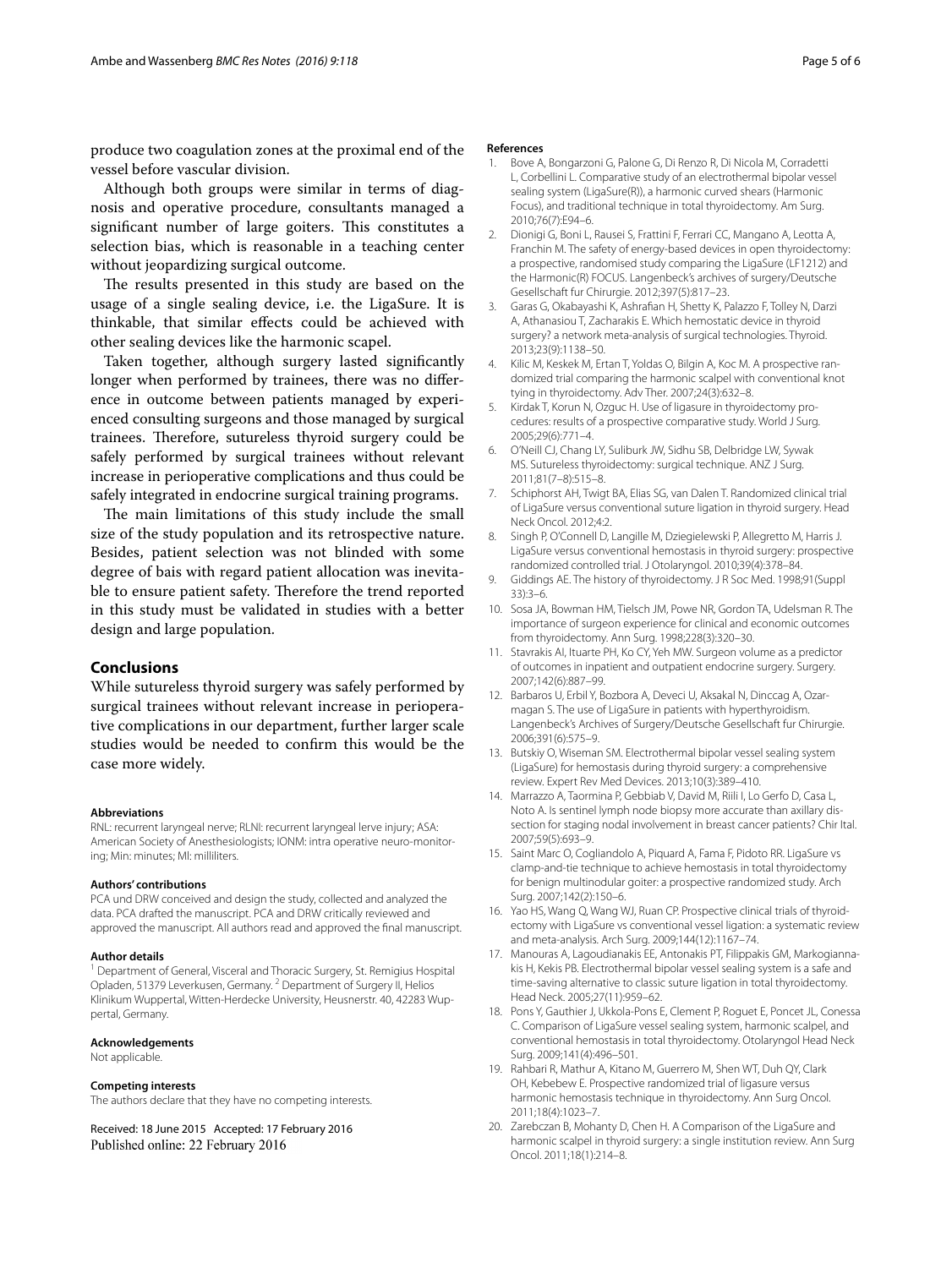produce two coagulation zones at the proximal end of the vessel before vascular division.

Although both groups were similar in terms of diagnosis and operative procedure, consultants managed a significant number of large goiters. This constitutes a selection bias, which is reasonable in a teaching center without jeopardizing surgical outcome.

The results presented in this study are based on the usage of a single sealing device, i.e. the LigaSure. It is thinkable, that similar effects could be achieved with other sealing devices like the harmonic scapel.

Taken together, although surgery lasted significantly longer when performed by trainees, there was no difference in outcome between patients managed by experienced consulting surgeons and those managed by surgical trainees. Therefore, sutureless thyroid surgery could be safely performed by surgical trainees without relevant increase in perioperative complications and thus could be safely integrated in endocrine surgical training programs.

The main limitations of this study include the small size of the study population and its retrospective nature. Besides, patient selection was not blinded with some degree of bais with regard patient allocation was inevitable to ensure patient safety. Therefore the trend reported in this study must be validated in studies with a better design and large population.

## Conclusions

While sutureless thyroid surgery was safely performed by surgical trainees without relevant increase in perioperative complications in our department, further larger scale studies would be needed to confirm this would be the case more widely.

#### Abbreviations

RNL: recurrent laryngeal nerve; RLNI: recurrent laryngeal lerve injury; ASA: American Society of Anesthesiologists; IONM: intra operative neuro-monitoring; Min: minutes; Ml: milliliters.

#### Authors' contributions

PCA und DRW conceived and design the study, collected and analyzed the data. PCA drafted the manuscript. PCA and DRW critically reviewed and approved the manuscript. All authors read and approved the final manuscript.

#### Author details

[1] Department of General, Visceral and Thoracic Surgery, St. Remigius Hospital Opladen, 51379 Leverkusen, Germany. [2] Department of Surgery II, Helios Klinikum Wuppertal, Witten-Herdecke University, Heusnerstr. 40, 42283 Wuppertal, Germany.

#### Acknowledgements

Not applicable.

#### Competing interests

The authors declare that they have no competing interests.

Received: 18 June 2015 Accepted: 17 February 2016
Published online: 22 February 2016

#### References

1. Bove A, Bongarzoni G, Palone G, Di Renzo R, Di Nicola M, Corradetti L, Corbellini L. Comparative study of an electrothermal bipolar vessel sealing system (LigaSure(R)), a harmonic curved shears (Harmonic Focus), and traditional technique in total thyroidectomy. Am Surg. 2010;76(7):E94–6.
2. Dionigi G, Boni L, Rausei S, Frattini F, Ferrari CC, Mangano A, Leotta A, Franchin M. The safety of energy-based devices in open thyroidectomy: a prospective, randomised study comparing the LigaSure (LF1212) and the Harmonic(R) FOCUS. Langenbeck's archives of surgery/Deutsche Gesellschaft fur Chirurgie. 2012;397(5):817–23.
3. Garas G, Okabayashi K, Ashrafian H, Shetty K, Palazzo F, Tolley N, Darzi A, Athanasiou T, Zacharakis E. Which hemostatic device in thyroid surgery? a network meta-analysis of surgical technologies. Thyroid. 2013;23(9):1138–50.
4. Kilic M, Keskek M, Ertan T, Yoldas O, Bilgin A, Koc M. A prospective randomized trial comparing the harmonic scalpel with conventional knot tying in thyroidectomy. Adv Ther. 2007;24(3):632–8.
5. Kirdak T, Korun N, Ozguc H. Use of ligasure in thyroidectomy procedures: results of a prospective comparative study. World J Surg. 2005;29(6):771–4.
6. O'Neill CJ, Chang LY, Suliburk JW, Sidhu SB, Delbridge LW, Sywak MS. Sutureless thyroidectomy: surgical technique. ANZ J Surg. 2011;81(7–8):515–8.
7. Schiphorst AH, Twigt BA, Elias SG, van Dalen T. Randomized clinical trial of LigaSure versus conventional suture ligation in thyroid surgery. Head Neck Oncol. 2012;4:2.
8. Singh P, O'Connell D, Langille M, Dziegielewski P, Allegretto M, Harris J. LigaSure versus conventional hemostasis in thyroid surgery: prospective randomized controlled trial. J Otolaryngol. 2010;39(4):378–84.
9. Giddings AE. The history of thyroidectomy. J R Soc Med. 1998;91(Suppl 33):3–6.
10. Sosa JA, Bowman HM, Tielsch JM, Powe NR, Gordon TA, Udelsman R. The importance of surgeon experience for clinical and economic outcomes from thyroidectomy. Ann Surg. 1998;228(3):320–30.
11. Stavrakis AI, Ituarte PH, Ko CY, Yeh MW. Surgeon volume as a predictor of outcomes in inpatient and outpatient endocrine surgery. Surgery. 2007;142(6):887–99.
12. Barbaros U, Erbil Y, Bozbora A, Deveci U, Aksakal N, Dinccag A, Ozarmagan S. The use of LigaSure in patients with hyperthyroidism. Langenbeck's Archives of Surgery/Deutsche Gesellschaft fur Chirurgie. 2006;391(6):575–9.
13. Butskiy O, Wiseman SM. Electrothermal bipolar vessel sealing system (LigaSure) for hemostasis during thyroid surgery: a comprehensive review. Expert Rev Med Devices. 2013;10(3):389–410.
14. Marrazzo A, Taormina P, Gebbiab V, David M, Riili I, Lo Gerfo D, Casa L, Noto A. Is sentinel lymph node biopsy more accurate than axillary dissection for staging nodal involvement in breast cancer patients? Chir Ital. 2007;59(5):693–9.
15. Saint Marc O, Cogliandolo A, Piquard A, Fama F, Pidoto RR. LigaSure vs clamp-and-tie technique to achieve hemostasis in total thyroidectomy for benign multinodular goiter: a prospective randomized study. Arch Surg. 2007;142(2):150–6.
16. Yao HS, Wang Q, Wang WJ, Ruan CP. Prospective clinical trials of thyroidectomy with LigaSure vs conventional vessel ligation: a systematic review and meta-analysis. Arch Surg. 2009;144(12):1167–74.
17. Manouras A, Lagoudianakis EE, Antonakis PT, Filippakis GM, Markogiannakis H, Kekis PB. Electrothermal bipolar vessel sealing system is a safe and time-saving alternative to classic suture ligation in total thyroidectomy. Head Neck. 2005;27(11):959–62.
18. Pons Y, Gauthier J, Ukkola-Pons E, Clement P, Roguet E, Poncet JL, Conessa C. Comparison of LigaSure vessel sealing system, harmonic scalpel, and conventional hemostasis in total thyroidectomy. Otolaryngol Head Neck Surg. 2009;141(4):496–501.
19. Rahbari R, Mathur A, Kitano M, Guerrero M, Shen WT, Duh QY, Clark OH, Kebebew E. Prospective randomized trial of ligasure versus harmonic hemostasis technique in thyroidectomy. Ann Surg Oncol. 2011;18(4):1023–7.
20. Zarebczan B, Mohanty D, Chen H. A Comparison of the LigaSure and harmonic scalpel in thyroid surgery: a single institution review. Ann Surg Oncol. 2011;18(1):214–8.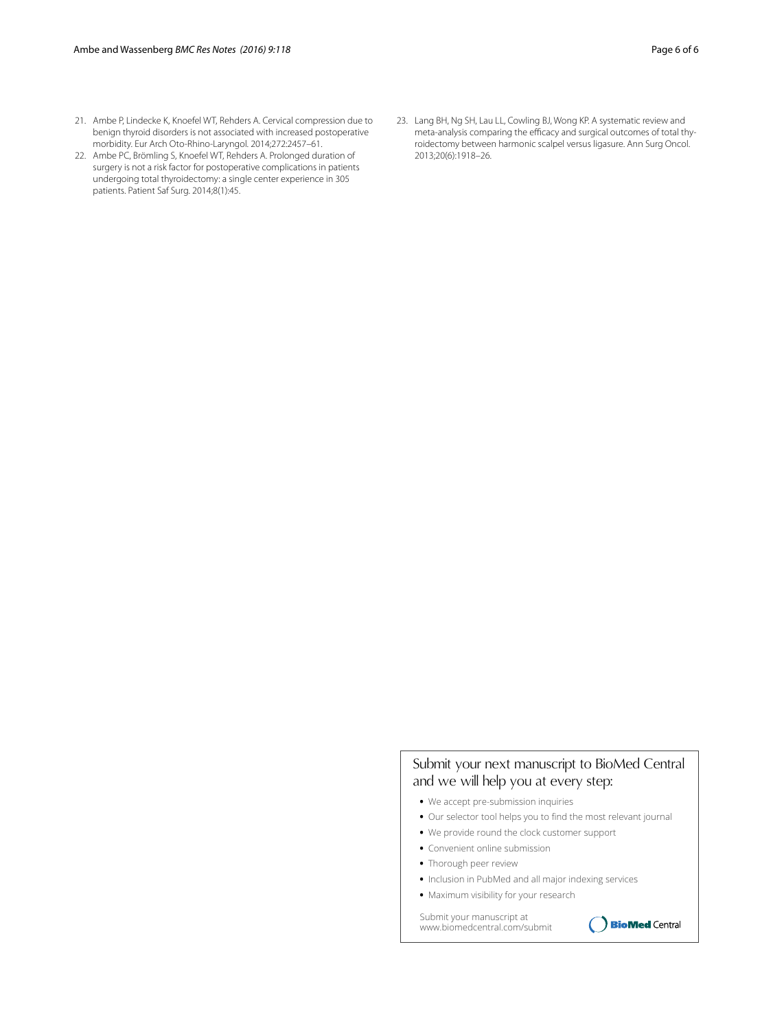21. Ambe P, Lindecke K, Knoefel WT, Rehders A. Cervical compression due to benign thyroid disorders is not associated with increased postoperative morbidity. Eur Arch Oto-Rhino-Laryngol. 2014;272:2457–61.
22. Ambe PC, Brömling S, Knoefel WT, Rehders A. Prolonged duration of surgery is not a risk factor for postoperative complications in patients undergoing total thyroidectomy: a single center experience in 305 patients. Patient Saf Surg. 2014;8(1):45.
23. Lang BH, Ng SH, Lau LL, Cowling BJ, Wong KP. A systematic review and meta-analysis comparing the efficacy and surgical outcomes of total thyroidectomy between harmonic scalpel versus ligasure. Ann Surg Oncol. 2013;20(6):1918–26.

Submit your next manuscript to BioMed Central and we will help you at every step:

- We accept pre-submission inquiries
- Our selector tool helps you to find the most relevant journal
- We provide round the clock customer support
- Convenient online submission
- Thorough peer review
- Inclusion in PubMed and all major indexing services
- Maximum visibility for your research

Submit your manuscript at www.biomedcentral.com/submit

BioMed Central